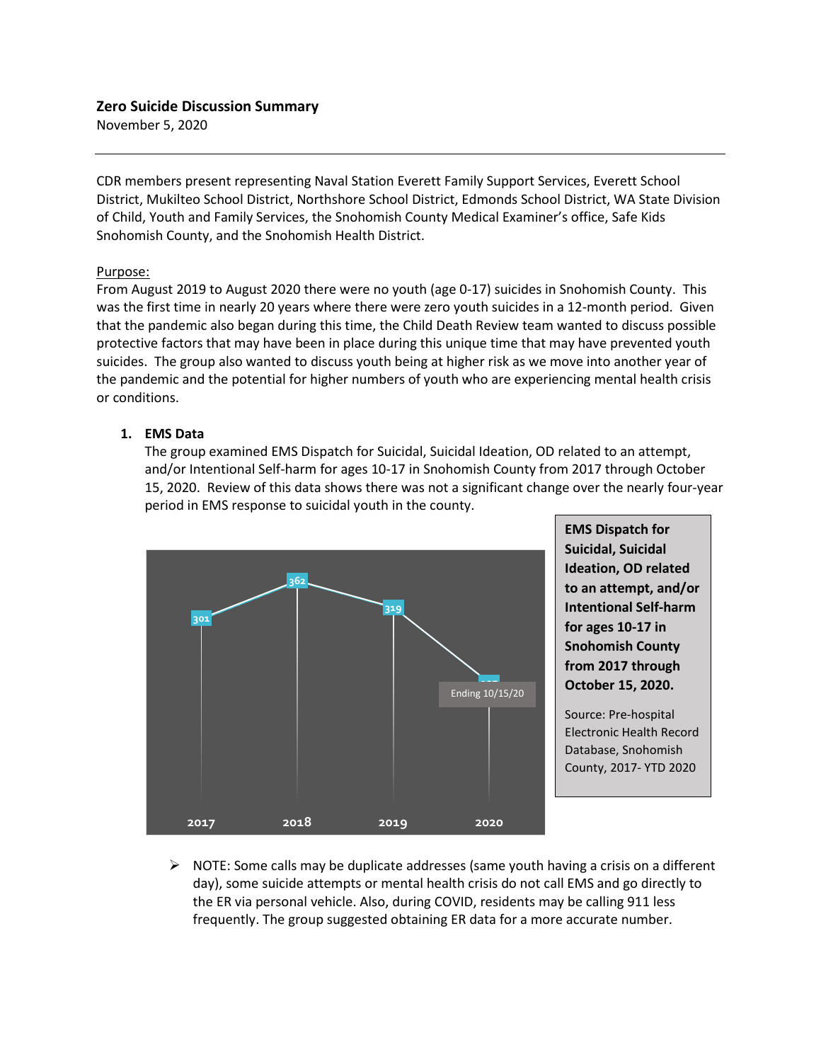**Zero Suicide Discussion Summary**

November 5, 2020

---

CDR members present representing Naval Station Everett Family Support Services, Everett School District, Mukilteo School District, Northshore School District, Edmonds School District, WA State Division of Child, Youth and Family Services, the Snohomish County Medical Examiner's office, Safe Kids Snohomish County, and the Snohomish Health District.

Purpose:

From August 2019 to August 2020 there were no youth (age 0-17) suicides in Snohomish County. This was the first time in nearly 20 years where there were zero youth suicides in a 12-month period. Given that the pandemic also began during this time, the Child Death Review team wanted to discuss possible protective factors that may have been in place during this unique time that may have prevented youth suicides. The group also wanted to discuss youth being at higher risk as we move into another year of the pandemic and the potential for higher numbers of youth who are experiencing mental health crisis or conditions.

1. **EMS Data**

   The group examined EMS Dispatch for Suicidal, Suicidal Ideation, OD related to an attempt, and/or Intentional Self-harm for ages 10-17 in Snohomish County from 2017 through October 15, 2020. Review of this data shows there was not a significant change over the nearly four-year period in EMS response to suicidal youth in the county.

| Year | EMS Dispatches |
| --- | --- |
| 2017 | 301 |
| 2018 | 362 |
| 2019 | 319 |
| 2020 (Ending 10/15/20) | |

**EMS Dispatch for Suicidal, Suicidal Ideation, OD related to an attempt, and/or Intentional Self-harm for ages 10-17 in Snohomish County from 2017 through October 15, 2020.**

Source: Pre-hospital Electronic Health Record Database, Snohomish County, 2017- YTD 2020

- NOTE: Some calls may be duplicate addresses (same youth having a crisis on a different day), some suicide attempts or mental health crisis do not call EMS and go directly to the ER via personal vehicle. Also, during COVID, residents may be calling 911 less frequently. The group suggested obtaining ER data for a more accurate number.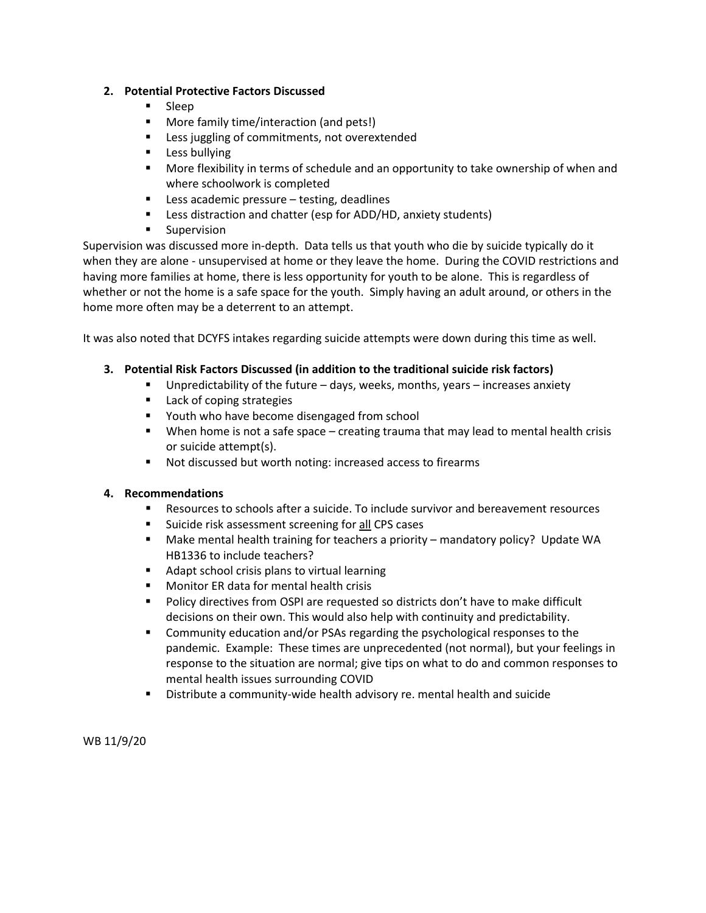**2. Potential Protective Factors Discussed**

- Sleep
- More family time/interaction (and pets!)
- Less juggling of commitments, not overextended
- Less bullying
- More flexibility in terms of schedule and an opportunity to take ownership of when and where schoolwork is completed
- Less academic pressure – testing, deadlines
- Less distraction and chatter (esp for ADD/HD, anxiety students)
- Supervision

Supervision was discussed more in-depth. Data tells us that youth who die by suicide typically do it when they are alone - unsupervised at home or they leave the home. During the COVID restrictions and having more families at home, there is less opportunity for youth to be alone. This is regardless of whether or not the home is a safe space for the youth. Simply having an adult around, or others in the home more often may be a deterrent to an attempt.

It was also noted that DCYFS intakes regarding suicide attempts were down during this time as well.

**3. Potential Risk Factors Discussed (in addition to the traditional suicide risk factors)**

- Unpredictability of the future – days, weeks, months, years – increases anxiety
- Lack of coping strategies
- Youth who have become disengaged from school
- When home is not a safe space – creating trauma that may lead to mental health crisis or suicide attempt(s).
- Not discussed but worth noting: increased access to firearms

**4. Recommendations**

- Resources to schools after a suicide. To include survivor and bereavement resources
- Suicide risk assessment screening for <u>all</u> CPS cases
- Make mental health training for teachers a priority – mandatory policy? Update WA HB1336 to include teachers?
- Adapt school crisis plans to virtual learning
- Monitor ER data for mental health crisis
- Policy directives from OSPI are requested so districts don't have to make difficult decisions on their own. This would also help with continuity and predictability.
- Community education and/or PSAs regarding the psychological responses to the pandemic. Example: These times are unprecedented (not normal), but your feelings in response to the situation are normal; give tips on what to do and common responses to mental health issues surrounding COVID
- Distribute a community-wide health advisory re. mental health and suicide

WB 11/9/20